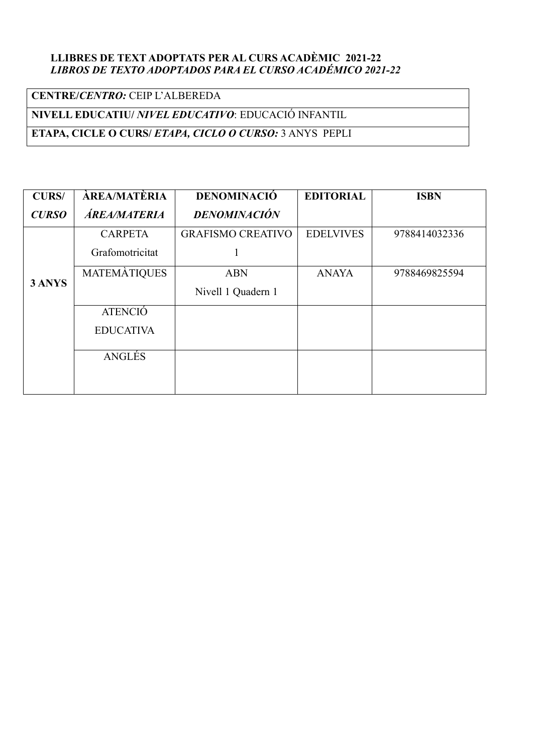**LLIBRES DE TEXT ADOPTATS PER AL CURS ACADÈMIC 2021-22**
***LIBROS DE TEXTO ADOPTADOS PARA EL CURSO ACADÉMICO 2021-22***

| **CENTRE/*CENTRO:*** CEIP L'ALBEREDA |
|---|
| **NIVELL EDUCATIU/ *NIVEL EDUCATIVO*:** EDUCACIÓ INFANTIL |
| **ETAPA, CICLE O CURS/ *ETAPA, CICLO O CURSO:*** 3 ANYS PEPLI |

| **CURS/ *CURSO*** | **ÀREA/MATÈRIA *ÁREA/MATERIA*** | **DENOMINACIÓ *DENOMINACIÓN*** | **EDITORIAL** | **ISBN** |
|---|---|---|---|---|
| **3 ANYS** | CARPETA Grafomotricitat | GRAFISMO CREATIVO 1 | EDELVIVES | 9788414032336 |
| | MATEMÀTIQUES | ABN Nivell 1 Quadern 1 | ANAYA | 9788469825594 |
| | ATENCIÓ EDUCATIVA | | | |
| | ANGLÉS | | | |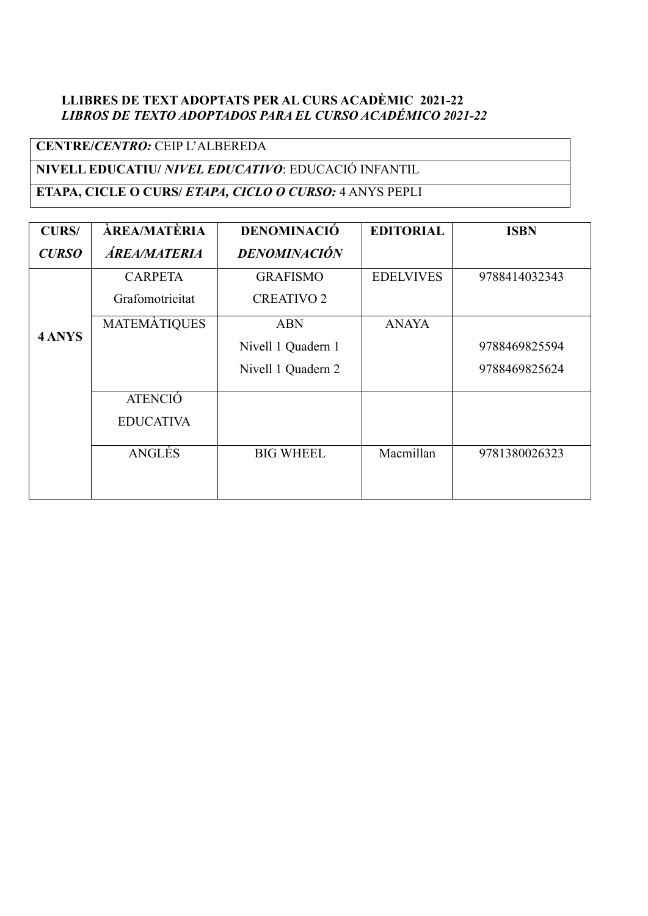**LLIBRES DE TEXT ADOPTATS PER AL CURS ACADÈMIC 2021-22**
***LIBROS DE TEXTO ADOPTADOS PARA EL CURSO ACADÉMICO 2021-22***

| **CENTRE/*CENTRO:*** CEIP L'ALBEREDA |
|---|
| **NIVELL EDUCATIU/ *NIVEL EDUCATIVO*:** EDUCACIÓ INFANTIL |
| **ETAPA, CICLE O CURS/ *ETAPA, CICLO O CURSO:*** 4 ANYS PEPLI |

| **CURS/ *CURSO*** | **ÀREA/MATÈRIA *ÁREA/MATERIA*** | **DENOMINACIÓ *DENOMINACIÓN*** | **EDITORIAL** | **ISBN** |
|---|---|---|---|---|
| **4 ANYS** | CARPETA Grafomotricitat | GRAFISMO CREATIVO 2 | EDELVIVES | 9788414032343 |
| | MATEMÀTIQUES | ABN Nivell 1 Quadern 1 Nivell 1 Quadern 2 | ANAYA | 9788469825594 9788469825624 |
| | ATENCIÓ EDUCATIVA | | | |
| | ANGLÉS | BIG WHEEL | Macmillan | 9781380026323 |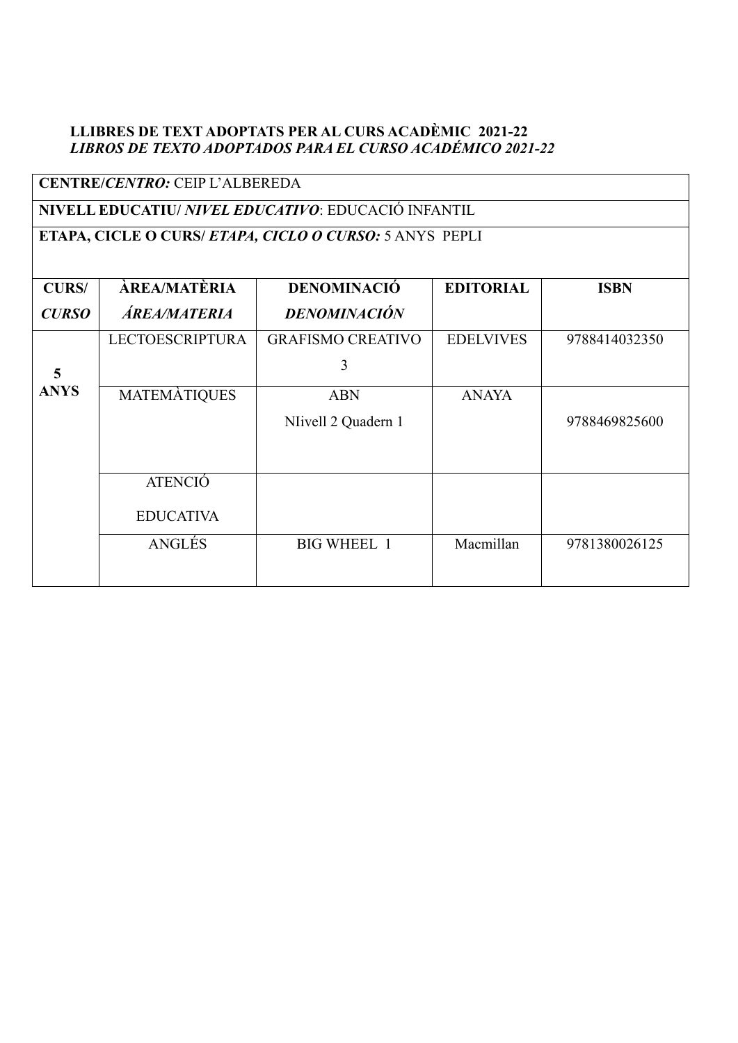**LLIBRES DE TEXT ADOPTATS PER AL CURS ACADÈMIC 2021-22**
***LIBROS DE TEXTO ADOPTADOS PARA EL CURSO ACADÉMICO 2021-22***

**CENTRE/*CENTRO:*** CEIP L'ALBEREDA

**NIVELL EDUCATIU/ *NIVEL EDUCATIVO*:** EDUCACIÓ INFANTIL

**ETAPA, CICLE O CURS/ *ETAPA, CICLO O CURSO:*** 5 ANYS PEPLI

| **CURS/ *CURSO*** | **ÀREA/MATÈRIA *ÁREA/MATERIA*** | **DENOMINACIÓ *DENOMINACIÓN*** | **EDITORIAL** | **ISBN** |
|---|---|---|---|---|
| **5 ANYS** | LECTOESCRIPTURA | GRAFISMO CREATIVO 3 | EDELVIVES | 9788414032350 |
| | MATEMÀTIQUES | ABN NIivell 2 Quadern 1 | ANAYA | 9788469825600 |
| | ATENCIÓ EDUCATIVA | | | |
| | ANGLÉS | BIG WHEEL 1 | Macmillan | 9781380026125 |